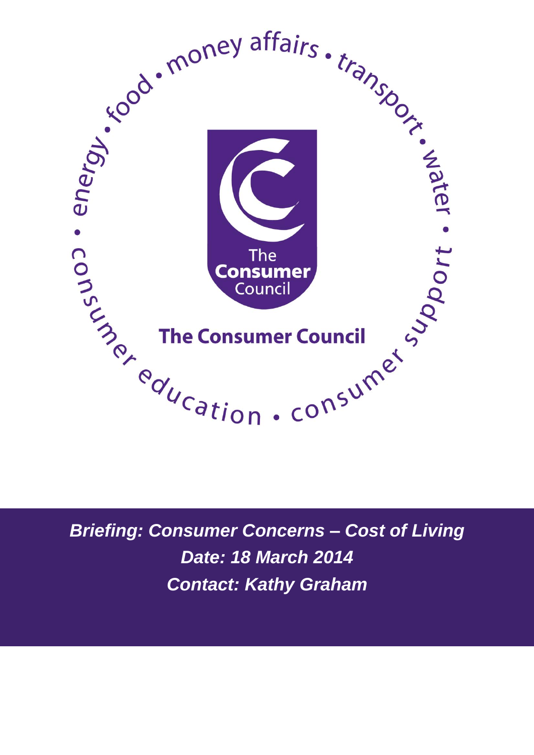energy • food • money affairs • transport • water • consumer support • consumer education • consumer

The Consumer Council

The Consumer Council

***Briefing: Consumer Concerns – Cost of Living***

***Date: 18 March 2014***

***Contact: Kathy Graham***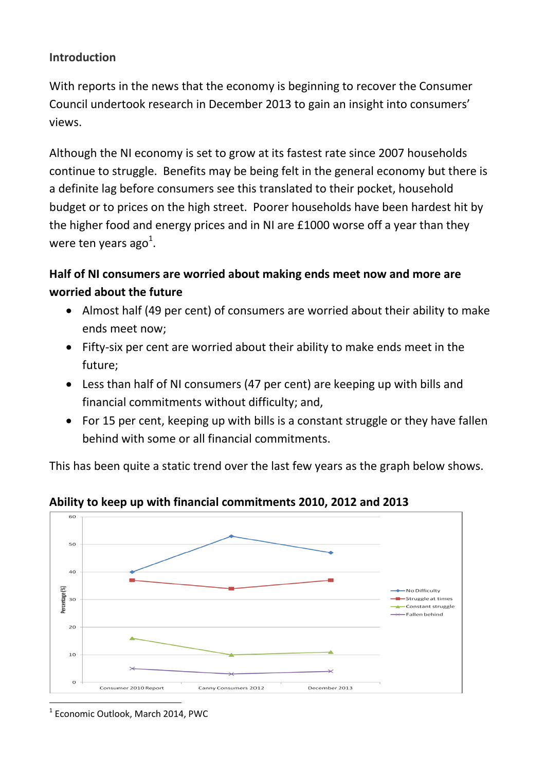## Introduction

With reports in the news that the economy is beginning to recover the Consumer Council undertook research in December 2013 to gain an insight into consumers' views.

Although the NI economy is set to grow at its fastest rate since 2007 households continue to struggle. Benefits may be being felt in the general economy but there is a definite lag before consumers see this translated to their pocket, household budget or to prices on the high street. Poorer households have been hardest hit by the higher food and energy prices and in NI are £1000 worse off a year than they were ten years ago[1].

### Half of NI consumers are worried about making ends meet now and more are worried about the future

- Almost half (49 per cent) of consumers are worried about their ability to make ends meet now;
- Fifty-six per cent are worried about their ability to make ends meet in the future;
- Less than half of NI consumers (47 per cent) are keeping up with bills and financial commitments without difficulty; and,
- For 15 per cent, keeping up with bills is a constant struggle or they have fallen behind with some or all financial commitments.

This has been quite a static trend over the last few years as the graph below shows.

**Ability to keep up with financial commitments 2010, 2012 and 2013**

Percentage (%)
0
10
20
30
40
50
60
Consumer 2010 Report
Canny Consumers 2012
December 2013
No Difficulty
Struggle at times
Constant struggle
Fallen behind

---

[1] Economic Outlook, March 2014, PWC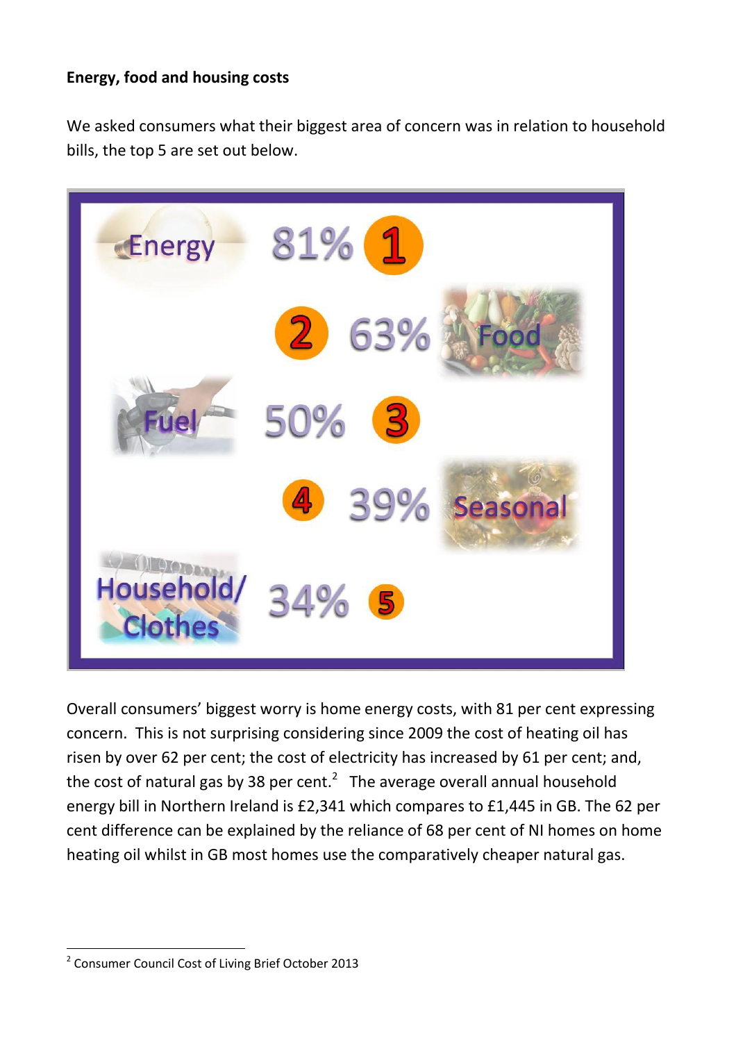**Energy, food and housing costs**

We asked consumers what their biggest area of concern was in relation to household bills, the top 5 are set out below.

Energy 81% 1

2 63% Food

Fuel 50% 3

4 39% Seasonal

Household/ Clothes 34% 5

Overall consumers' biggest worry is home energy costs, with 81 per cent expressing concern. This is not surprising considering since 2009 the cost of heating oil has risen by over 62 per cent; the cost of electricity has increased by 61 per cent; and, the cost of natural gas by 38 per cent.[2] The average overall annual household energy bill in Northern Ireland is £2,341 which compares to £1,445 in GB. The 62 per cent difference can be explained by the reliance of 68 per cent of NI homes on home heating oil whilst in GB most homes use the comparatively cheaper natural gas.

[2] Consumer Council Cost of Living Brief October 2013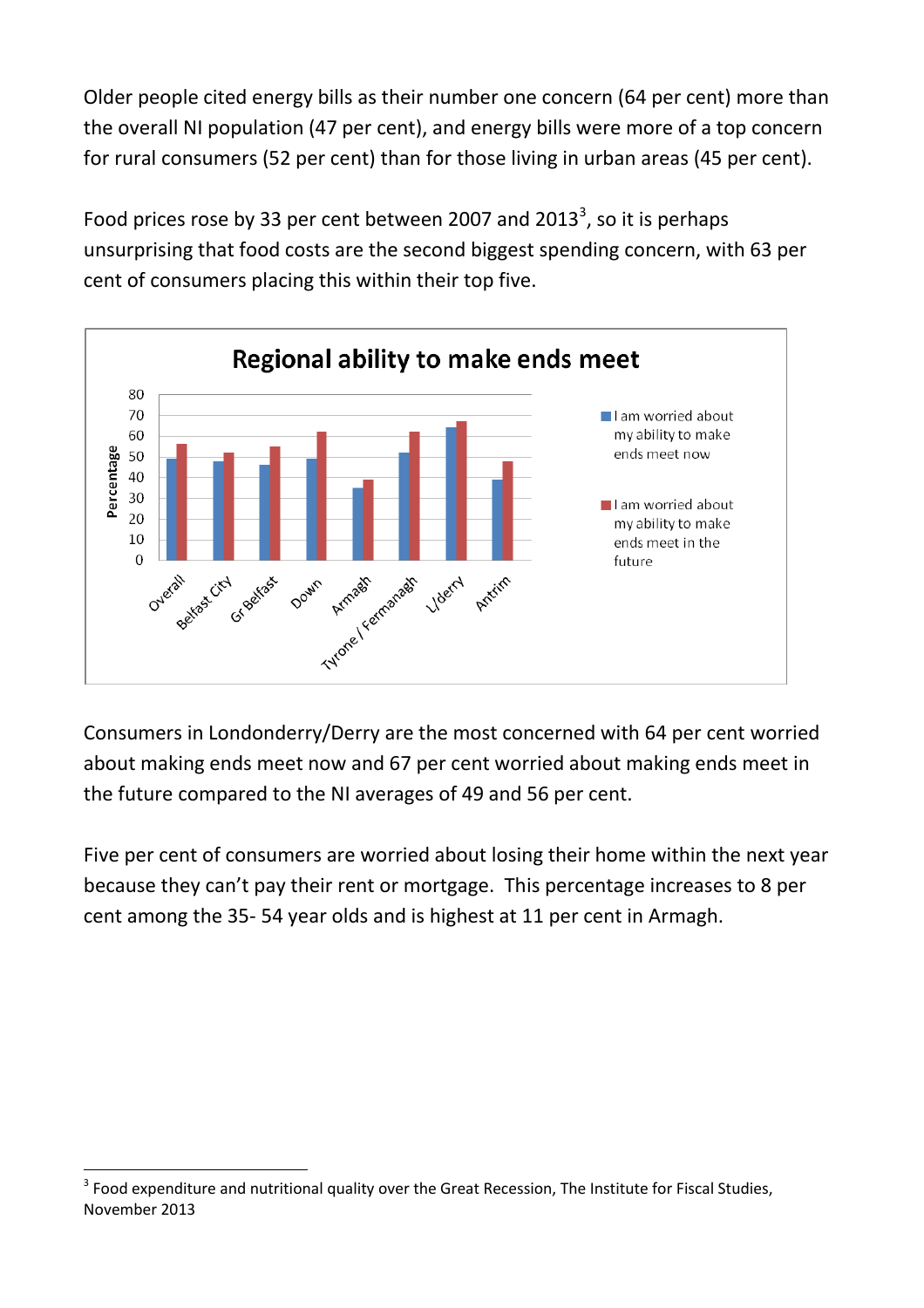Older people cited energy bills as their number one concern (64 per cent) more than the overall NI population (47 per cent), and energy bills were more of a top concern for rural consumers (52 per cent) than for those living in urban areas (45 per cent).

Food prices rose by 33 per cent between 2007 and 2013[3], so it is perhaps unsurprising that food costs are the second biggest spending concern, with 63 per cent of consumers placing this within their top five.

**Regional ability to make ends meet**

| Region | I am worried about my ability to make ends meet now | I am worried about my ability to make ends meet in the future |
|---|---|---|
| Overall | 49 | 56 |
| Belfast City | 48 | 52 |
| Gr Belfast | 46 | 55 |
| Down | 49 | 62 |
| Armagh | 35 | 39 |
| Tyrone / Fermanagh | 52 | 62 |
| L/derry | 64 | 67 |
| Antrim | 39 | 48 |

Consumers in Londonderry/Derry are the most concerned with 64 per cent worried about making ends meet now and 67 per cent worried about making ends meet in the future compared to the NI averages of 49 and 56 per cent.

Five per cent of consumers are worried about losing their home within the next year because they can't pay their rent or mortgage. This percentage increases to 8 per cent among the 35- 54 year olds and is highest at 11 per cent in Armagh.

[3] Food expenditure and nutritional quality over the Great Recession, The Institute for Fiscal Studies, November 2013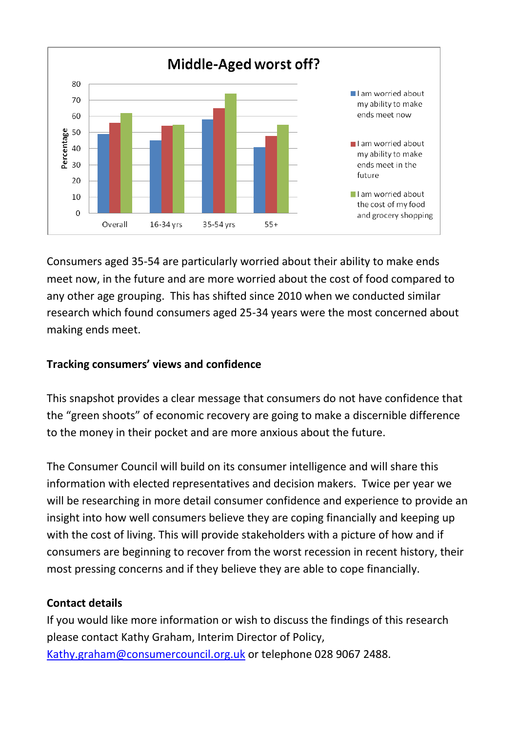Middle-Aged worst off?

Percentage

80
70
60
50
40
30
20
10
0

Overall
16-34 yrs
35-54 yrs
55+

I am worried about my ability to make ends meet now

I am worried about my ability to make ends meet in the future

I am worried about the cost of my food and grocery shopping

Consumers aged 35-54 are particularly worried about their ability to make ends meet now, in the future and are more worried about the cost of food compared to any other age grouping. This has shifted since 2010 when we conducted similar research which found consumers aged 25-34 years were the most concerned about making ends meet.

**Tracking consumers' views and confidence**

This snapshot provides a clear message that consumers do not have confidence that the "green shoots" of economic recovery are going to make a discernible difference to the money in their pocket and are more anxious about the future.

The Consumer Council will build on its consumer intelligence and will share this information with elected representatives and decision makers. Twice per year we will be researching in more detail consumer confidence and experience to provide an insight into how well consumers believe they are coping financially and keeping up with the cost of living. This will provide stakeholders with a picture of how and if consumers are beginning to recover from the worst recession in recent history, their most pressing concerns and if they believe they are able to cope financially.

**Contact details**

If you would like more information or wish to discuss the findings of this research please contact Kathy Graham, Interim Director of Policy, [Kathy.graham@consumercouncil.org.uk](mailto:Kathy.graham@consumercouncil.org.uk) or telephone 028 9067 2488.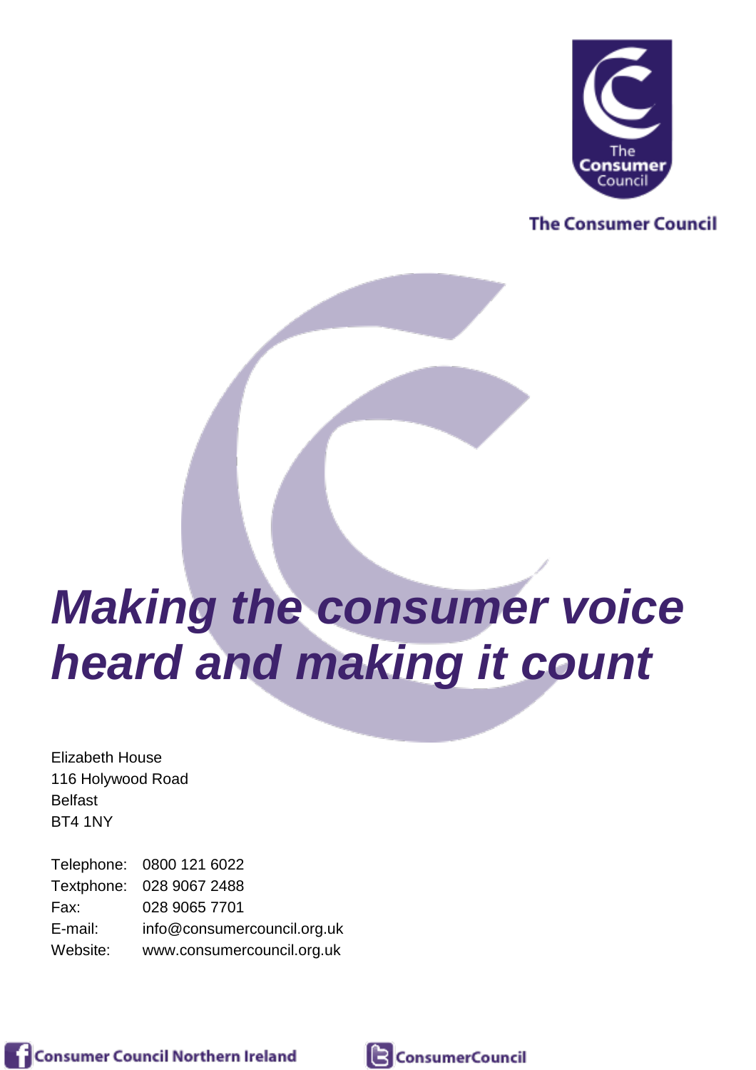The Consumer Council

# *Making the consumer voice heard and making it count*

Elizabeth House
116 Holywood Road
Belfast
BT4 1NY

| | |
|---|---|
| Telephone: | 0800 121 6022 |
| Textphone: | 028 9067 2488 |
| Fax: | 028 9065 7701 |
| E-mail: | info@consumercouncil.org.uk |
| Website: | www.consumercouncil.org.uk |

Consumer Council Northern Ireland

ConsumerCouncil